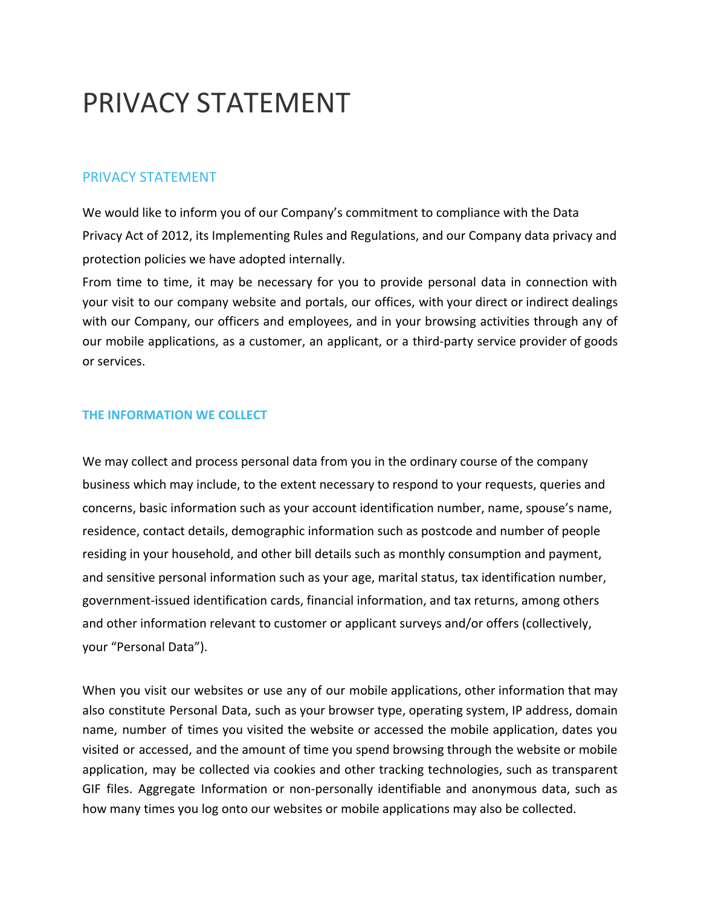# PRIVACY STATEMENT

## PRIVACY STATEMENT

We would like to inform you of our Company's commitment to compliance with the Data Privacy Act of 2012, its Implementing Rules and Regulations, and our Company data privacy and protection policies we have adopted internally.

From time to time, it may be necessary for you to provide personal data in connection with your visit to our company website and portals, our offices, with your direct or indirect dealings with our Company, our officers and employees, and in your browsing activities through any of our mobile applications, as a customer, an applicant, or a third-party service provider of goods or services.

### THE INFORMATION WE COLLECT

We may collect and process personal data from you in the ordinary course of the company business which may include, to the extent necessary to respond to your requests, queries and concerns, basic information such as your account identification number, name, spouse's name, residence, contact details, demographic information such as postcode and number of people residing in your household, and other bill details such as monthly consumption and payment, and sensitive personal information such as your age, marital status, tax identification number, government-issued identification cards, financial information, and tax returns, among others and other information relevant to customer or applicant surveys and/or offers (collectively, your "Personal Data").

When you visit our websites or use any of our mobile applications, other information that may also constitute Personal Data, such as your browser type, operating system, IP address, domain name, number of times you visited the website or accessed the mobile application, dates you visited or accessed, and the amount of time you spend browsing through the website or mobile application, may be collected via cookies and other tracking technologies, such as transparent GIF files. Aggregate Information or non-personally identifiable and anonymous data, such as how many times you log onto our websites or mobile applications may also be collected.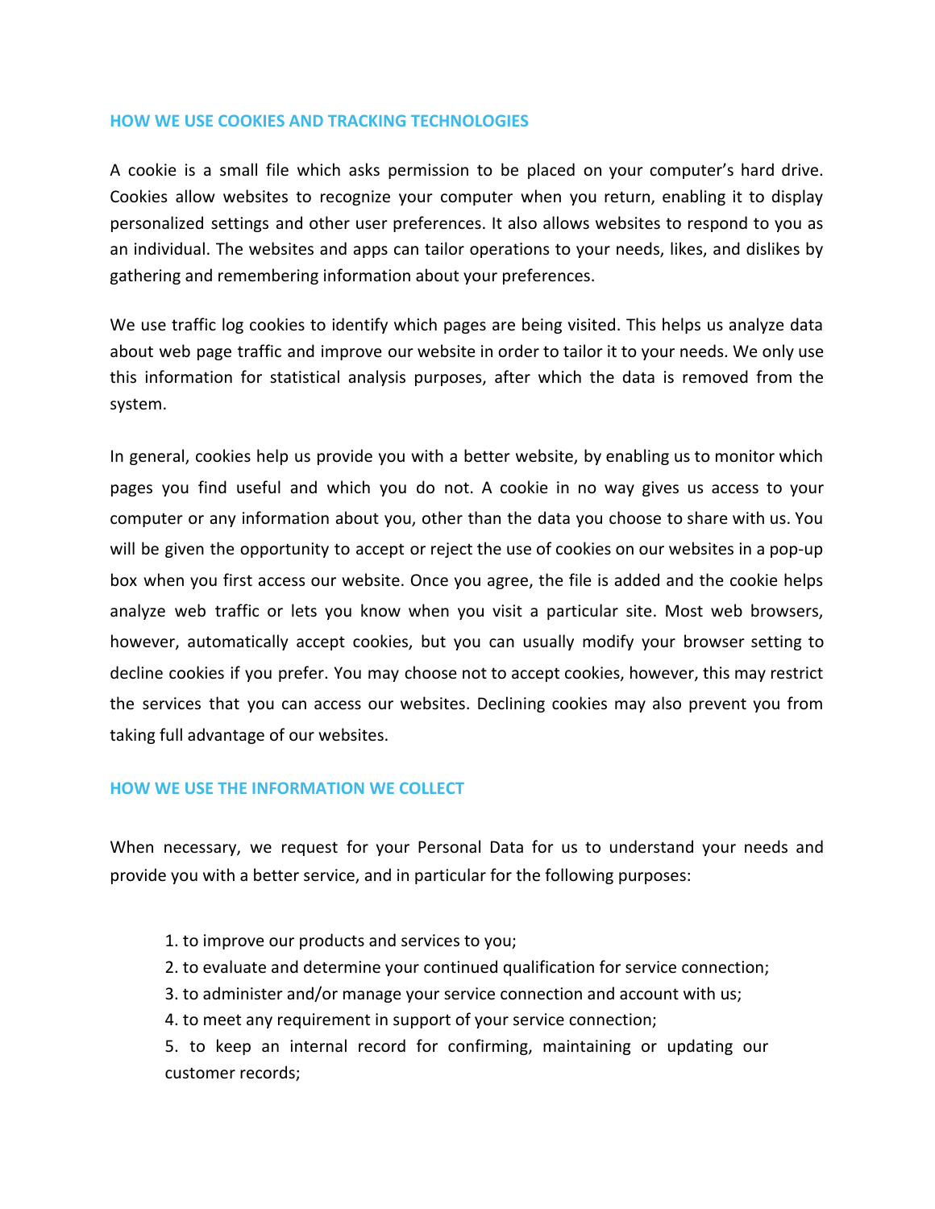## HOW WE USE COOKIES AND TRACKING TECHNOLOGIES

A cookie is a small file which asks permission to be placed on your computer's hard drive. Cookies allow websites to recognize your computer when you return, enabling it to display personalized settings and other user preferences. It also allows websites to respond to you as an individual. The websites and apps can tailor operations to your needs, likes, and dislikes by gathering and remembering information about your preferences.

We use traffic log cookies to identify which pages are being visited. This helps us analyze data about web page traffic and improve our website in order to tailor it to your needs. We only use this information for statistical analysis purposes, after which the data is removed from the system.

In general, cookies help us provide you with a better website, by enabling us to monitor which pages you find useful and which you do not. A cookie in no way gives us access to your computer or any information about you, other than the data you choose to share with us. You will be given the opportunity to accept or reject the use of cookies on our websites in a pop-up box when you first access our website. Once you agree, the file is added and the cookie helps analyze web traffic or lets you know when you visit a particular site. Most web browsers, however, automatically accept cookies, but you can usually modify your browser setting to decline cookies if you prefer. You may choose not to accept cookies, however, this may restrict the services that you can access our websites. Declining cookies may also prevent you from taking full advantage of our websites.

## HOW WE USE THE INFORMATION WE COLLECT

When necessary, we request for your Personal Data for us to understand your needs and provide you with a better service, and in particular for the following purposes:

1. to improve our products and services to you;
2. to evaluate and determine your continued qualification for service connection;
3. to administer and/or manage your service connection and account with us;
4. to meet any requirement in support of your service connection;
5. to keep an internal record for confirming, maintaining or updating our customer records;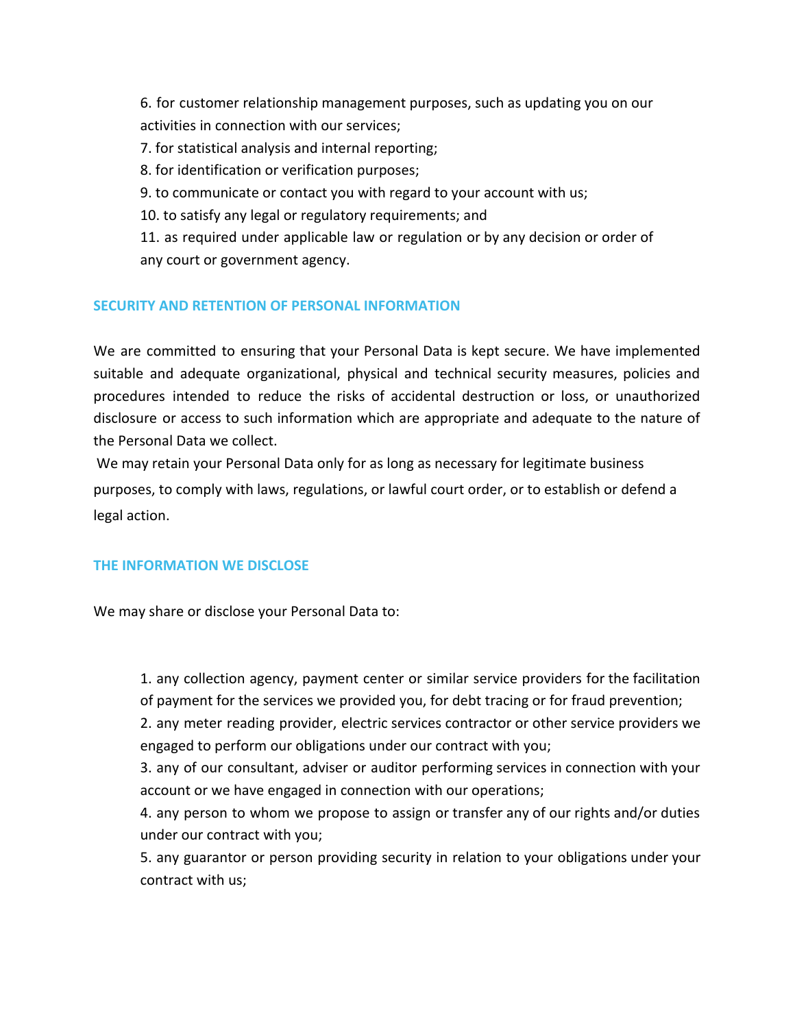6. for customer relationship management purposes, such as updating you on our activities in connection with our services;
7. for statistical analysis and internal reporting;
8. for identification or verification purposes;
9. to communicate or contact you with regard to your account with us;
10. to satisfy any legal or regulatory requirements; and
11. as required under applicable law or regulation or by any decision or order of any court or government agency.

## SECURITY AND RETENTION OF PERSONAL INFORMATION

We are committed to ensuring that your Personal Data is kept secure. We have implemented suitable and adequate organizational, physical and technical security measures, policies and procedures intended to reduce the risks of accidental destruction or loss, or unauthorized disclosure or access to such information which are appropriate and adequate to the nature of the Personal Data we collect.

We may retain your Personal Data only for as long as necessary for legitimate business purposes, to comply with laws, regulations, or lawful court order, or to establish or defend a legal action.

## THE INFORMATION WE DISCLOSE

We may share or disclose your Personal Data to:

1. any collection agency, payment center or similar service providers for the facilitation of payment for the services we provided you, for debt tracing or for fraud prevention;
2. any meter reading provider, electric services contractor or other service providers we engaged to perform our obligations under our contract with you;
3. any of our consultant, adviser or auditor performing services in connection with your account or we have engaged in connection with our operations;
4. any person to whom we propose to assign or transfer any of our rights and/or duties under our contract with you;
5. any guarantor or person providing security in relation to your obligations under your contract with us;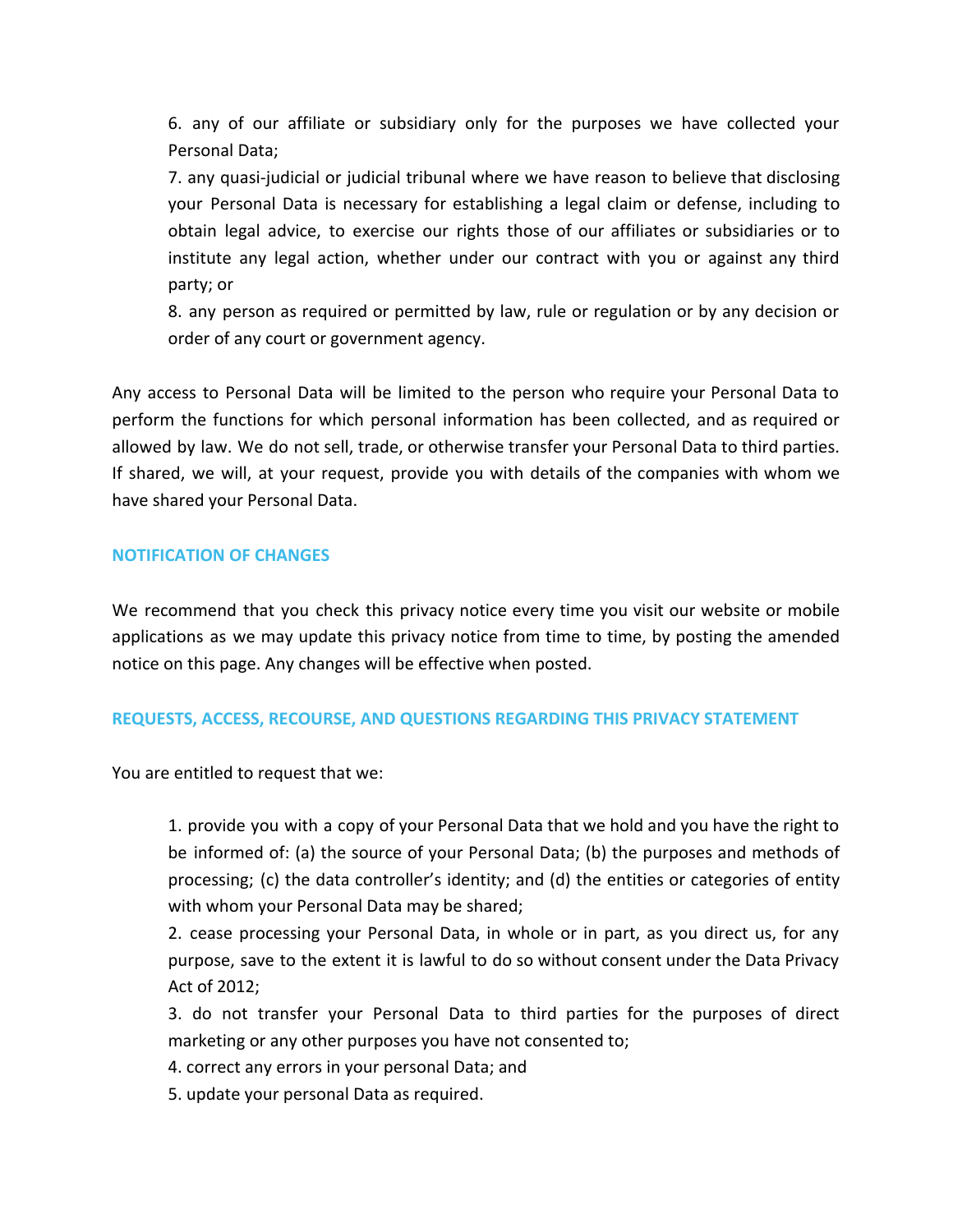6. any of our affiliate or subsidiary only for the purposes we have collected your Personal Data;
7. any quasi-judicial or judicial tribunal where we have reason to believe that disclosing your Personal Data is necessary for establishing a legal claim or defense, including to obtain legal advice, to exercise our rights those of our affiliates or subsidiaries or to institute any legal action, whether under our contract with you or against any third party; or
8. any person as required or permitted by law, rule or regulation or by any decision or order of any court or government agency.

Any access to Personal Data will be limited to the person who require your Personal Data to perform the functions for which personal information has been collected, and as required or allowed by law. We do not sell, trade, or otherwise transfer your Personal Data to third parties. If shared, we will, at your request, provide you with details of the companies with whom we have shared your Personal Data.

## NOTIFICATION OF CHANGES

We recommend that you check this privacy notice every time you visit our website or mobile applications as we may update this privacy notice from time to time, by posting the amended notice on this page. Any changes will be effective when posted.

## REQUESTS, ACCESS, RECOURSE, AND QUESTIONS REGARDING THIS PRIVACY STATEMENT

You are entitled to request that we:

1. provide you with a copy of your Personal Data that we hold and you have the right to be informed of: (a) the source of your Personal Data; (b) the purposes and methods of processing; (c) the data controller's identity; and (d) the entities or categories of entity with whom your Personal Data may be shared;
2. cease processing your Personal Data, in whole or in part, as you direct us, for any purpose, save to the extent it is lawful to do so without consent under the Data Privacy Act of 2012;
3. do not transfer your Personal Data to third parties for the purposes of direct marketing or any other purposes you have not consented to;
4. correct any errors in your personal Data; and
5. update your personal Data as required.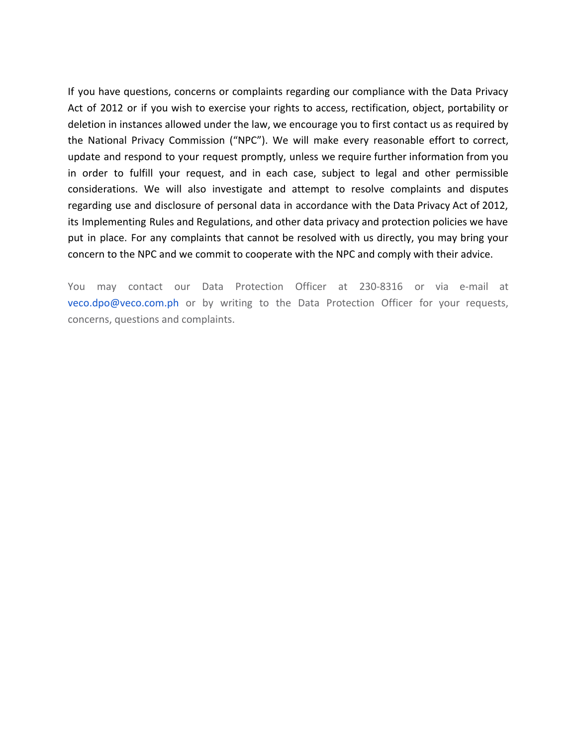If you have questions, concerns or complaints regarding our compliance with the Data Privacy Act of 2012 or if you wish to exercise your rights to access, rectification, object, portability or deletion in instances allowed under the law, we encourage you to first contact us as required by the National Privacy Commission ("NPC"). We will make every reasonable effort to correct, update and respond to your request promptly, unless we require further information from you in order to fulfill your request, and in each case, subject to legal and other permissible considerations. We will also investigate and attempt to resolve complaints and disputes regarding use and disclosure of personal data in accordance with the Data Privacy Act of 2012, its Implementing Rules and Regulations, and other data privacy and protection policies we have put in place. For any complaints that cannot be resolved with us directly, you may bring your concern to the NPC and we commit to cooperate with the NPC and comply with their advice.

You may contact our Data Protection Officer at 230-8316 or via e-mail at veco.dpo@veco.com.ph or by writing to the Data Protection Officer for your requests, concerns, questions and complaints.